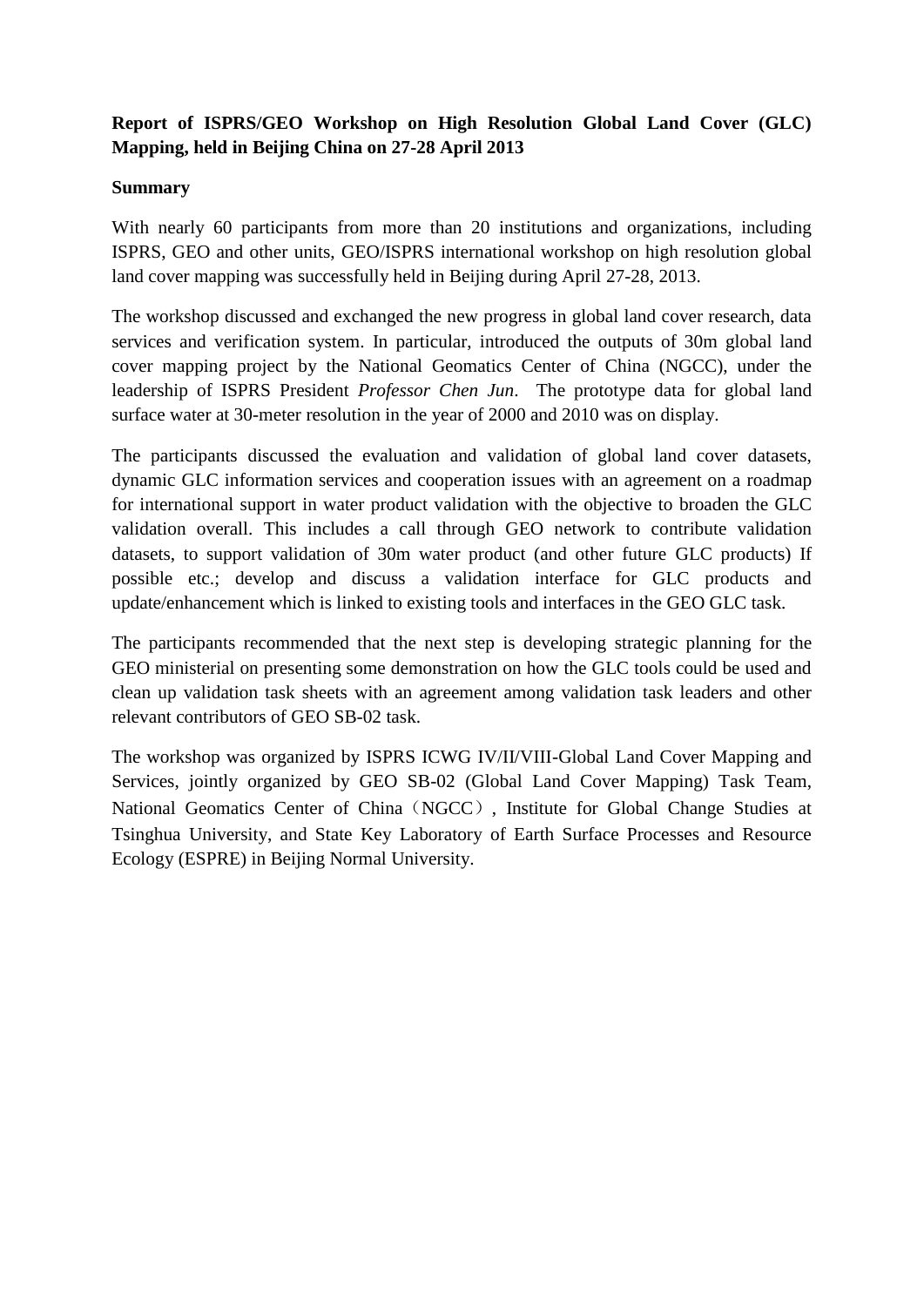**Report of ISPRS/GEO Workshop on High Resolution Global Land Cover (GLC) Mapping, held in Beijing China on 27-28 April 2013**

**Summary**

With nearly 60 participants from more than 20 institutions and organizations, including ISPRS, GEO and other units, GEO/ISPRS international workshop on high resolution global land cover mapping was successfully held in Beijing during April 27-28, 2013.

The workshop discussed and exchanged the new progress in global land cover research, data services and verification system. In particular, introduced the outputs of 30m global land cover mapping project by the National Geomatics Center of China (NGCC), under the leadership of ISPRS President *Professor Chen Jun*. The prototype data for global land surface water at 30-meter resolution in the year of 2000 and 2010 was on display.

The participants discussed the evaluation and validation of global land cover datasets, dynamic GLC information services and cooperation issues with an agreement on a roadmap for international support in water product validation with the objective to broaden the GLC validation overall. This includes a call through GEO network to contribute validation datasets, to support validation of 30m water product (and other future GLC products) If possible etc.; develop and discuss a validation interface for GLC products and update/enhancement which is linked to existing tools and interfaces in the GEO GLC task.

The participants recommended that the next step is developing strategic planning for the GEO ministerial on presenting some demonstration on how the GLC tools could be used and clean up validation task sheets with an agreement among validation task leaders and other relevant contributors of GEO SB-02 task.

The workshop was organized by ISPRS ICWG IV/II/VIII-Global Land Cover Mapping and Services, jointly organized by GEO SB-02 (Global Land Cover Mapping) Task Team, National Geomatics Center of China（NGCC）, Institute for Global Change Studies at Tsinghua University, and State Key Laboratory of Earth Surface Processes and Resource Ecology (ESPRE) in Beijing Normal University.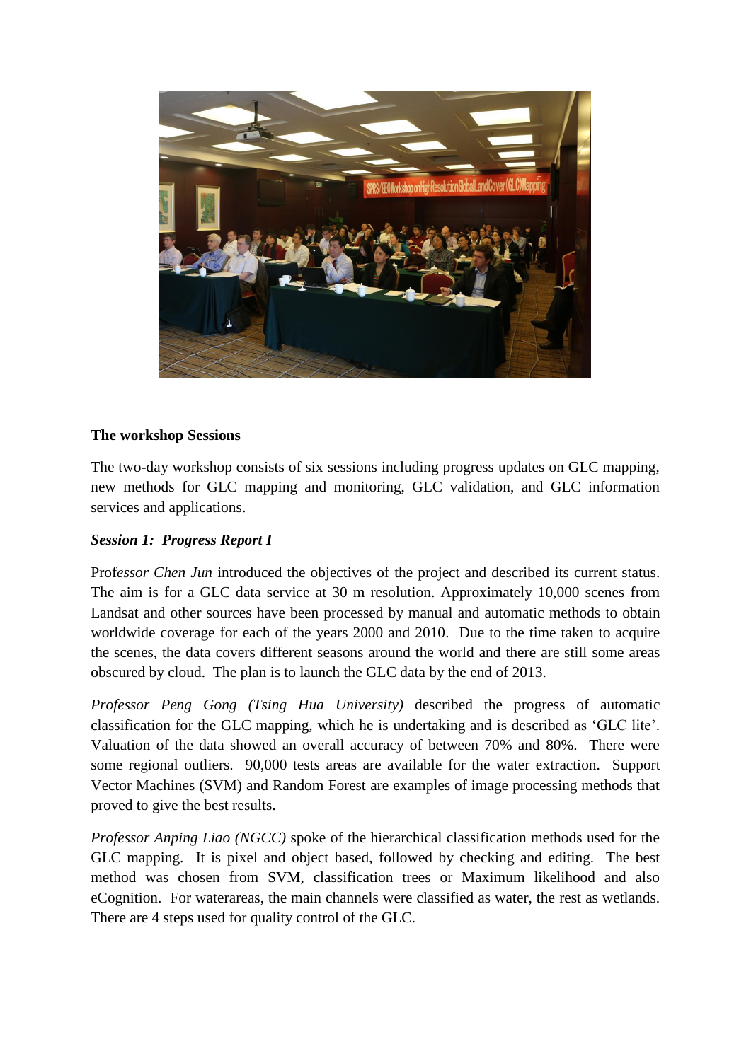**The workshop Sessions**

The two-day workshop consists of six sessions including progress updates on GLC mapping, new methods for GLC mapping and monitoring, GLC validation, and GLC information services and applications.

***Session 1: Progress Report I***

Prof*essor Chen Jun* introduced the objectives of the project and described its current status. The aim is for a GLC data service at 30 m resolution. Approximately 10,000 scenes from Landsat and other sources have been processed by manual and automatic methods to obtain worldwide coverage for each of the years 2000 and 2010. Due to the time taken to acquire the scenes, the data covers different seasons around the world and there are still some areas obscured by cloud. The plan is to launch the GLC data by the end of 2013.

*Professor Peng Gong (Tsing Hua University)* described the progress of automatic classification for the GLC mapping, which he is undertaking and is described as 'GLC lite'. Valuation of the data showed an overall accuracy of between 70% and 80%. There were some regional outliers. 90,000 tests areas are available for the water extraction. Support Vector Machines (SVM) and Random Forest are examples of image processing methods that proved to give the best results.

*Professor Anping Liao (NGCC)* spoke of the hierarchical classification methods used for the GLC mapping. It is pixel and object based, followed by checking and editing. The best method was chosen from SVM, classification trees or Maximum likelihood and also eCognition. For waterareas, the main channels were classified as water, the rest as wetlands. There are 4 steps used for quality control of the GLC.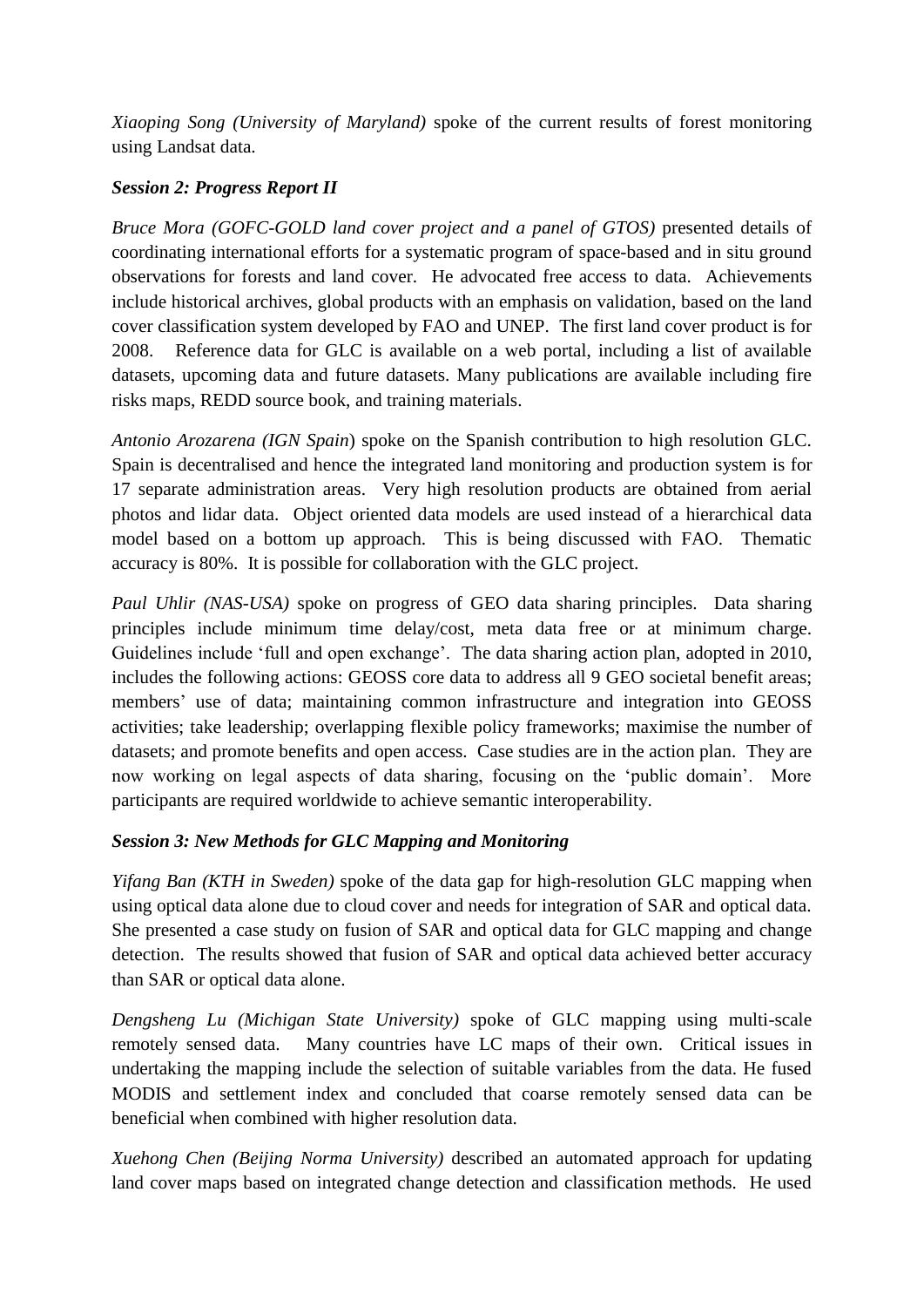*Xiaoping Song (University of Maryland)* spoke of the current results of forest monitoring using Landsat data.

***Session 2: Progress Report II***

*Bruce Mora (GOFC-GOLD land cover project and a panel of GTOS)* presented details of coordinating international efforts for a systematic program of space-based and in situ ground observations for forests and land cover. He advocated free access to data. Achievements include historical archives, global products with an emphasis on validation, based on the land cover classification system developed by FAO and UNEP. The first land cover product is for 2008. Reference data for GLC is available on a web portal, including a list of available datasets, upcoming data and future datasets. Many publications are available including fire risks maps, REDD source book, and training materials.

*Antonio Arozarena (IGN Spain*) spoke on the Spanish contribution to high resolution GLC. Spain is decentralised and hence the integrated land monitoring and production system is for 17 separate administration areas. Very high resolution products are obtained from aerial photos and lidar data. Object oriented data models are used instead of a hierarchical data model based on a bottom up approach. This is being discussed with FAO. Thematic accuracy is 80%. It is possible for collaboration with the GLC project.

*Paul Uhlir (NAS-USA)* spoke on progress of GEO data sharing principles. Data sharing principles include minimum time delay/cost, meta data free or at minimum charge. Guidelines include 'full and open exchange'. The data sharing action plan, adopted in 2010, includes the following actions: GEOSS core data to address all 9 GEO societal benefit areas; members' use of data; maintaining common infrastructure and integration into GEOSS activities; take leadership; overlapping flexible policy frameworks; maximise the number of datasets; and promote benefits and open access. Case studies are in the action plan. They are now working on legal aspects of data sharing, focusing on the 'public domain'. More participants are required worldwide to achieve semantic interoperability.

***Session 3: New Methods for GLC Mapping and Monitoring***

*Yifang Ban (KTH in Sweden)* spoke of the data gap for high-resolution GLC mapping when using optical data alone due to cloud cover and needs for integration of SAR and optical data. She presented a case study on fusion of SAR and optical data for GLC mapping and change detection. The results showed that fusion of SAR and optical data achieved better accuracy than SAR or optical data alone.

*Dengsheng Lu (Michigan State University)* spoke of GLC mapping using multi-scale remotely sensed data. Many countries have LC maps of their own. Critical issues in undertaking the mapping include the selection of suitable variables from the data. He fused MODIS and settlement index and concluded that coarse remotely sensed data can be beneficial when combined with higher resolution data.

*Xuehong Chen (Beijing Norma University)* described an automated approach for updating land cover maps based on integrated change detection and classification methods. He used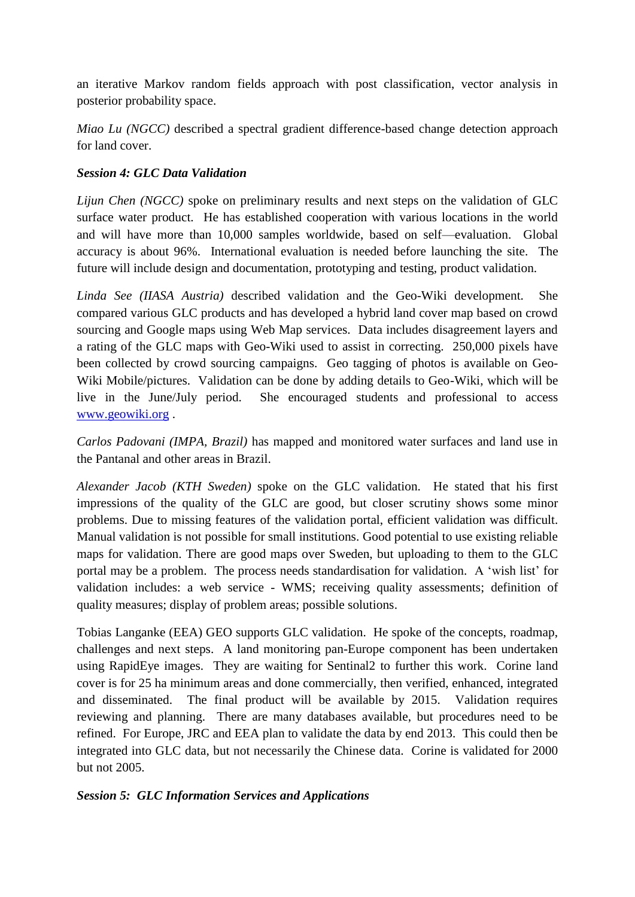an iterative Markov random fields approach with post classification, vector analysis in posterior probability space.

*Miao Lu (NGCC)* described a spectral gradient difference-based change detection approach for land cover.

***Session 4: GLC Data Validation***

*Lijun Chen (NGCC)* spoke on preliminary results and next steps on the validation of GLC surface water product. He has established cooperation with various locations in the world and will have more than 10,000 samples worldwide, based on self—evaluation. Global accuracy is about 96%. International evaluation is needed before launching the site. The future will include design and documentation, prototyping and testing, product validation.

*Linda See (IIASA Austria)* described validation and the Geo-Wiki development. She compared various GLC products and has developed a hybrid land cover map based on crowd sourcing and Google maps using Web Map services. Data includes disagreement layers and a rating of the GLC maps with Geo-Wiki used to assist in correcting. 250,000 pixels have been collected by crowd sourcing campaigns. Geo tagging of photos is available on Geo-Wiki Mobile/pictures. Validation can be done by adding details to Geo-Wiki, which will be live in the June/July period. She encouraged students and professional to access [www.geowiki.org](www.geowiki.org) .

*Carlos Padovani (IMPA, Brazil)* has mapped and monitored water surfaces and land use in the Pantanal and other areas in Brazil.

*Alexander Jacob (KTH Sweden)* spoke on the GLC validation. He stated that his first impressions of the quality of the GLC are good, but closer scrutiny shows some minor problems. Due to missing features of the validation portal, efficient validation was difficult. Manual validation is not possible for small institutions. Good potential to use existing reliable maps for validation. There are good maps over Sweden, but uploading to them to the GLC portal may be a problem. The process needs standardisation for validation. A 'wish list' for validation includes: a web service - WMS; receiving quality assessments; definition of quality measures; display of problem areas; possible solutions.

Tobias Langanke (EEA) GEO supports GLC validation. He spoke of the concepts, roadmap, challenges and next steps. A land monitoring pan-Europe component has been undertaken using RapidEye images. They are waiting for Sentinal2 to further this work. Corine land cover is for 25 ha minimum areas and done commercially, then verified, enhanced, integrated and disseminated. The final product will be available by 2015. Validation requires reviewing and planning. There are many databases available, but procedures need to be refined. For Europe, JRC and EEA plan to validate the data by end 2013. This could then be integrated into GLC data, but not necessarily the Chinese data. Corine is validated for 2000 but not 2005.

***Session 5: GLC Information Services and Applications***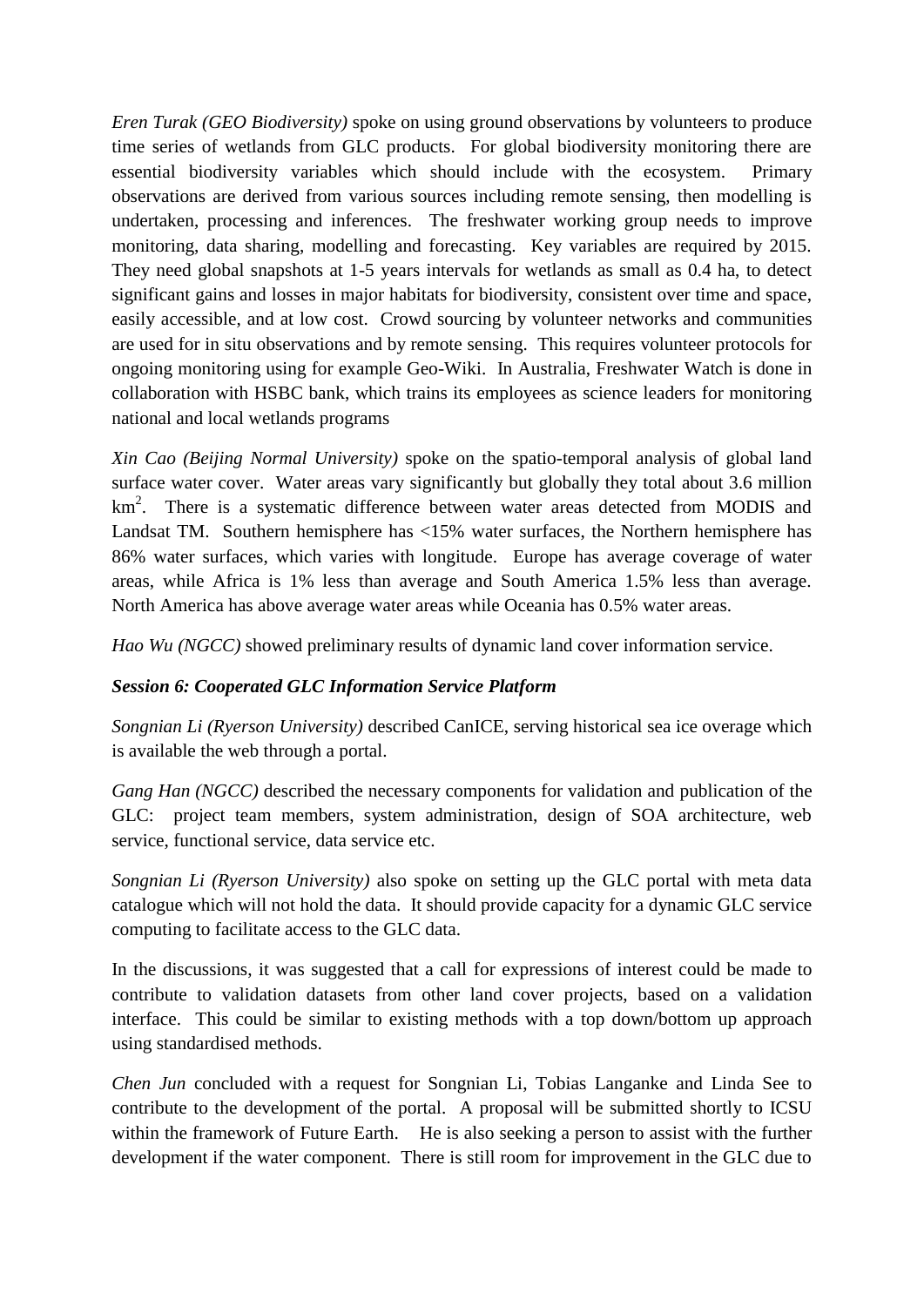*Eren Turak (GEO Biodiversity)* spoke on using ground observations by volunteers to produce time series of wetlands from GLC products. For global biodiversity monitoring there are essential biodiversity variables which should include with the ecosystem. Primary observations are derived from various sources including remote sensing, then modelling is undertaken, processing and inferences. The freshwater working group needs to improve monitoring, data sharing, modelling and forecasting. Key variables are required by 2015. They need global snapshots at 1-5 years intervals for wetlands as small as 0.4 ha, to detect significant gains and losses in major habitats for biodiversity, consistent over time and space, easily accessible, and at low cost. Crowd sourcing by volunteer networks and communities are used for in situ observations and by remote sensing. This requires volunteer protocols for ongoing monitoring using for example Geo-Wiki. In Australia, Freshwater Watch is done in collaboration with HSBC bank, which trains its employees as science leaders for monitoring national and local wetlands programs

*Xin Cao (Beijing Normal University)* spoke on the spatio-temporal analysis of global land surface water cover. Water areas vary significantly but globally they total about 3.6 million $km^2$. There is a systematic difference between water areas detected from MODIS and Landsat TM. Southern hemisphere has <15% water surfaces, the Northern hemisphere has 86% water surfaces, which varies with longitude. Europe has average coverage of water areas, while Africa is 1% less than average and South America 1.5% less than average. North America has above average water areas while Oceania has 0.5% water areas.

*Hao Wu (NGCC)* showed preliminary results of dynamic land cover information service.

***Session 6: Cooperated GLC Information Service Platform***

*Songnian Li (Ryerson University)* described CanICE, serving historical sea ice overage which is available the web through a portal.

*Gang Han (NGCC)* described the necessary components for validation and publication of the GLC: project team members, system administration, design of SOA architecture, web service, functional service, data service etc.

*Songnian Li (Ryerson University)* also spoke on setting up the GLC portal with meta data catalogue which will not hold the data. It should provide capacity for a dynamic GLC service computing to facilitate access to the GLC data.

In the discussions, it was suggested that a call for expressions of interest could be made to contribute to validation datasets from other land cover projects, based on a validation interface. This could be similar to existing methods with a top down/bottom up approach using standardised methods.

*Chen Jun* concluded with a request for Songnian Li, Tobias Langanke and Linda See to contribute to the development of the portal. A proposal will be submitted shortly to ICSU within the framework of Future Earth. He is also seeking a person to assist with the further development if the water component. There is still room for improvement in the GLC due to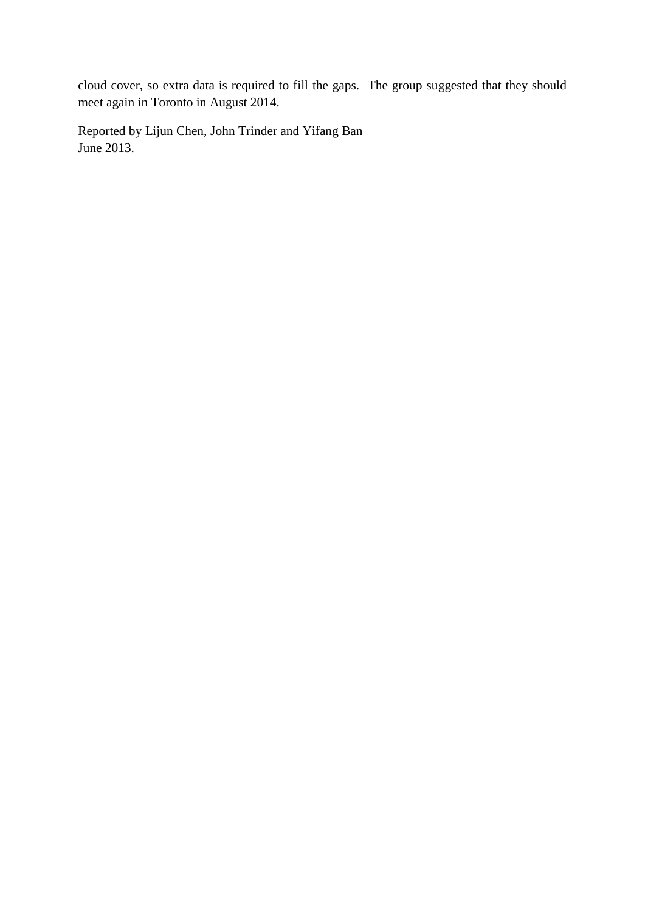cloud cover, so extra data is required to fill the gaps. The group suggested that they should meet again in Toronto in August 2014.

Reported by Lijun Chen, John Trinder and Yifang Ban
June 2013.